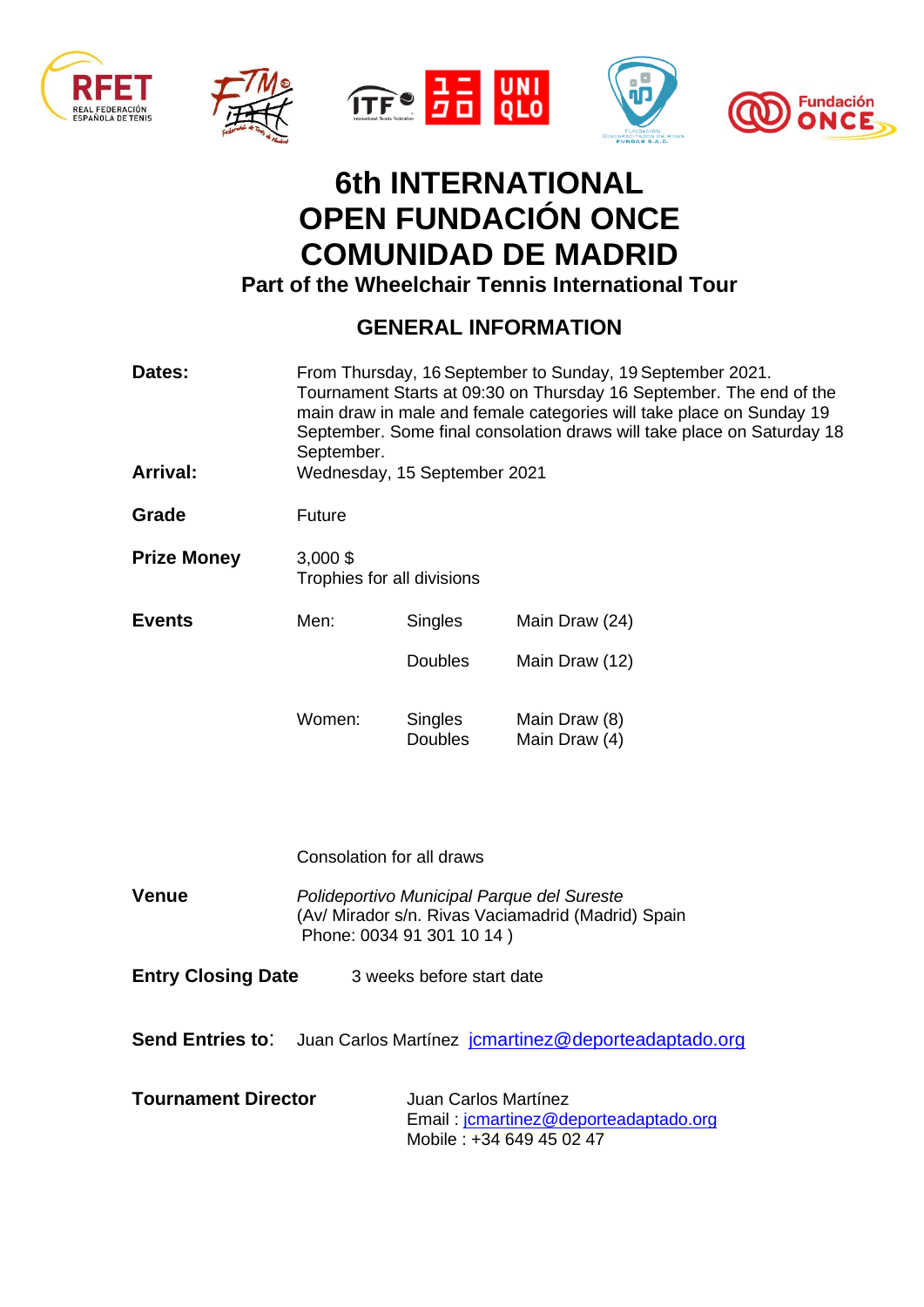# 6th INTERNATIONAL OPEN FUNDACIÓN ONCE COMUNIDAD DE MADRID

### Part of the Wheelchair Tennis International Tour

## GENERAL INFORMATION

**Dates:** From Thursday, 16 September to Sunday, 19 September 2021. Tournament Starts at 09:30 on Thursday 16 September. The end of the main draw in male and female categories will take place on Sunday 19 September. Some final consolation draws will take place on Saturday 18 September.

**Arrival:** Wednesday, 15 September 2021

**Grade** Future

**Prize Money** 3,000 $
Trophies for all divisions

**Events**

| | | |
|---|---|---|
| Men: | Singles | Main Draw (24) |
| | Doubles | Main Draw (12) |
| Women: | Singles | Main Draw (8) |
| | Doubles | Main Draw (4) |

Consolation for all draws

**Venue** *Polideportivo Municipal Parque del Sureste*
(Av/ Mirador s/n. Rivas Vaciamadrid (Madrid) Spain
Phone: 0034 91 301 10 14 )

**Entry Closing Date** 3 weeks before start date

**Send Entries to**: Juan Carlos Martínez jcmartinez@deporteadaptado.org

**Tournament Director** Juan Carlos Martínez
Email : jcmartinez@deporteadaptado.org
Mobile : +34 649 45 02 47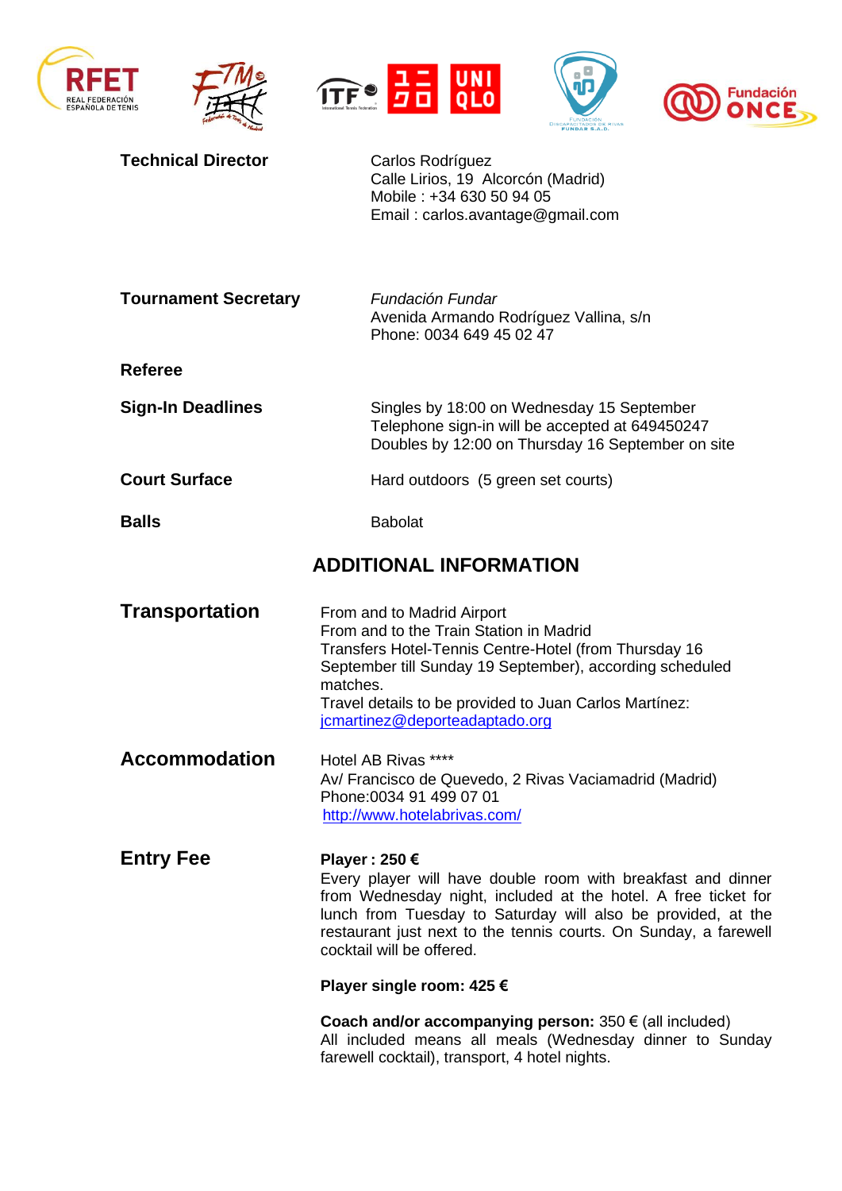| | |
|---|---|
| **Technical Director** | Carlos Rodríguez<br>Calle Lirios, 19 Alcorcón (Madrid)<br>Mobile : +34 630 50 94 05<br>Email : carlos.avantage@gmail.com |
| **Tournament Secretary** | *Fundación Fundar*<br>Avenida Armando Rodríguez Vallina, s/n<br>Phone: 0034 649 45 02 47 |
| **Referee** | |
| **Sign-In Deadlines** | Singles by 18:00 on Wednesday 15 September<br>Telephone sign-in will be accepted at 649450247<br>Doubles by 12:00 on Thursday 16 September on site |
| **Court Surface** | Hard outdoors (5 green set courts) |
| **Balls** | Babolat |

## ADDITIONAL INFORMATION

**Transportation**

From and to Madrid Airport
From and to the Train Station in Madrid
Transfers Hotel-Tennis Centre-Hotel (from Thursday 16 September till Sunday 19 September), according scheduled matches.
Travel details to be provided to Juan Carlos Martínez: jcmartinez@deporteadaptado.org

**Accommodation**

Hotel AB Rivas ****
Av/ Francisco de Quevedo, 2 Rivas Vaciamadrid (Madrid)
Phone:0034 91 499 07 01
http://www.hotelabrivas.com/

**Entry Fee**

**Player : 250 €**
Every player will have double room with breakfast and dinner from Wednesday night, included at the hotel. A free ticket for lunch from Tuesday to Saturday will also be provided, at the restaurant just next to the tennis courts. On Sunday, a farewell cocktail will be offered.

**Player single room: 425 €**

**Coach and/or accompanying person:** 350 € (all included)
All included means all meals (Wednesday dinner to Sunday farewell cocktail), transport, 4 hotel nights.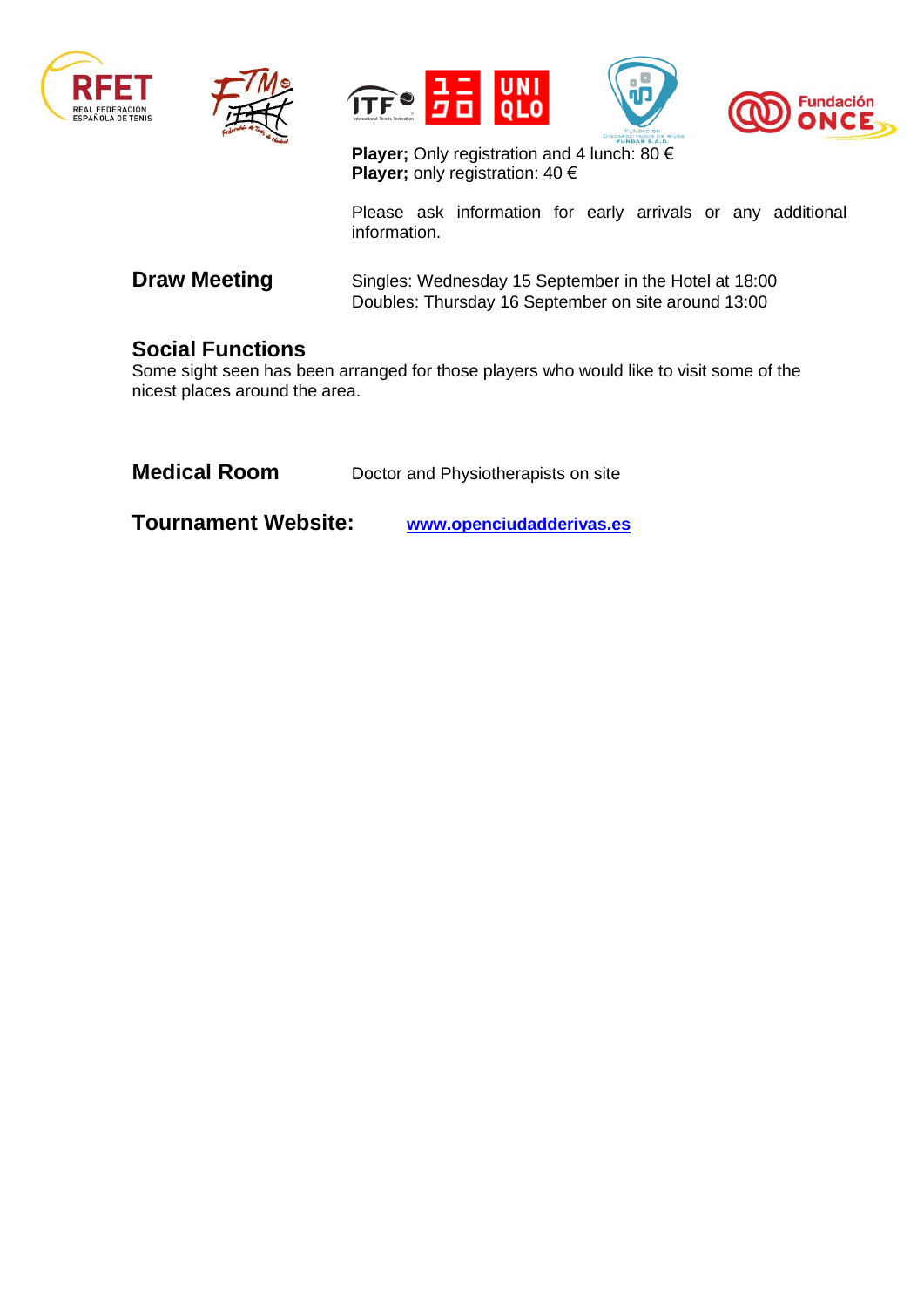**Player;** Only registration and 4 lunch: 80 €
**Player;** only registration: 40 €

Please ask information for early arrivals or any additional information.

**Draw Meeting**

Singles: Wednesday 15 September in the Hotel at 18:00
Doubles: Thursday 16 September on site around 13:00

## Social Functions

Some sight seen has been arranged for those players who would like to visit some of the nicest places around the area.

**Medical Room**

Doctor and Physiotherapists on site

**Tournament Website:** **www.openciudadderivas.es**